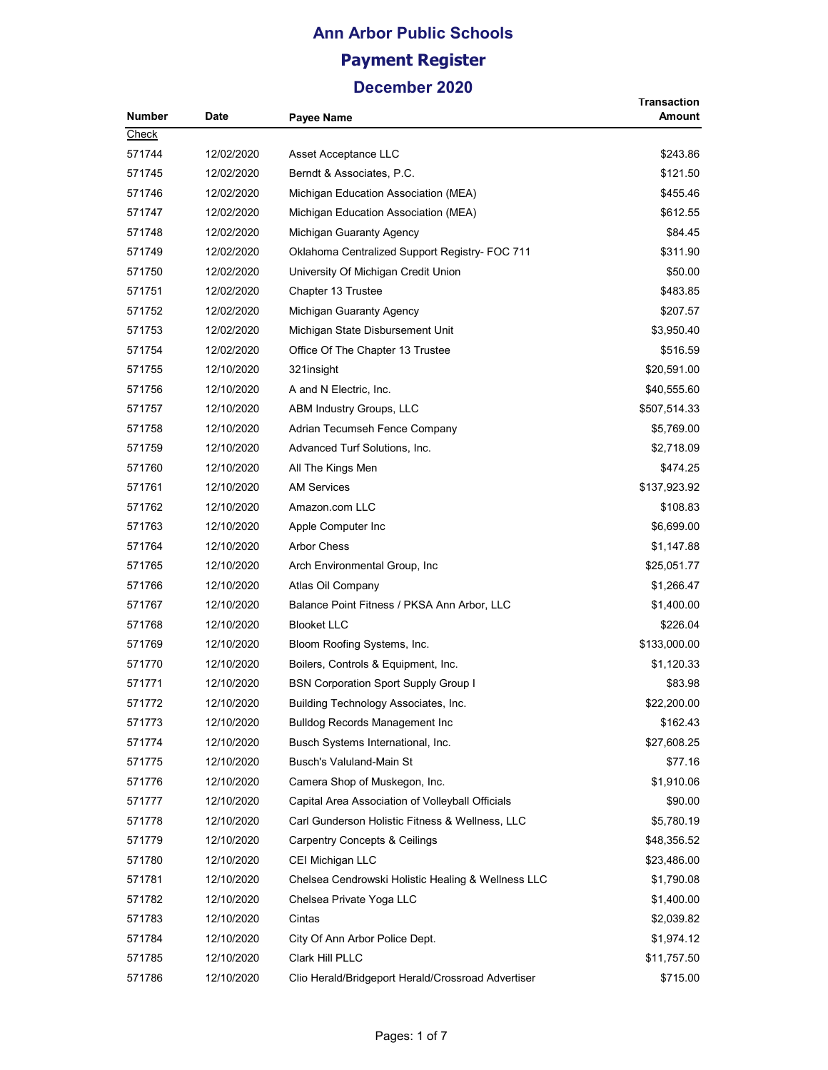# Ann Arbor Public Schools

## Payment Register

### December 2020

| Number | Date | Payee Name | Transaction Amount |
|---|---|---|---|
| Check | | | |
| 571744 | 12/02/2020 | Asset Acceptance LLC | $243.86 |
| 571745 | 12/02/2020 | Berndt & Associates, P.C. | $121.50 |
| 571746 | 12/02/2020 | Michigan Education Association (MEA) | $455.46 |
| 571747 | 12/02/2020 | Michigan Education Association (MEA) | $612.55 |
| 571748 | 12/02/2020 | Michigan Guaranty Agency | $84.45 |
| 571749 | 12/02/2020 | Oklahoma Centralized Support Registry- FOC 711 | $311.90 |
| 571750 | 12/02/2020 | University Of Michigan Credit Union | $50.00 |
| 571751 | 12/02/2020 | Chapter 13 Trustee | $483.85 |
| 571752 | 12/02/2020 | Michigan Guaranty Agency | $207.57 |
| 571753 | 12/02/2020 | Michigan State Disbursement Unit | $3,950.40 |
| 571754 | 12/02/2020 | Office Of The Chapter 13 Trustee | $516.59 |
| 571755 | 12/10/2020 | 321insight | $20,591.00 |
| 571756 | 12/10/2020 | A and N Electric, Inc. | $40,555.60 |
| 571757 | 12/10/2020 | ABM Industry Groups, LLC | $507,514.33 |
| 571758 | 12/10/2020 | Adrian Tecumseh Fence Company | $5,769.00 |
| 571759 | 12/10/2020 | Advanced Turf Solutions, Inc. | $2,718.09 |
| 571760 | 12/10/2020 | All The Kings Men | $474.25 |
| 571761 | 12/10/2020 | AM Services | $137,923.92 |
| 571762 | 12/10/2020 | Amazon.com LLC | $108.83 |
| 571763 | 12/10/2020 | Apple Computer Inc | $6,699.00 |
| 571764 | 12/10/2020 | Arbor Chess | $1,147.88 |
| 571765 | 12/10/2020 | Arch Environmental Group, Inc | $25,051.77 |
| 571766 | 12/10/2020 | Atlas Oil Company | $1,266.47 |
| 571767 | 12/10/2020 | Balance Point Fitness / PKSA Ann Arbor, LLC | $1,400.00 |
| 571768 | 12/10/2020 | Blooket LLC | $226.04 |
| 571769 | 12/10/2020 | Bloom Roofing Systems, Inc. | $133,000.00 |
| 571770 | 12/10/2020 | Boilers, Controls & Equipment, Inc. | $1,120.33 |
| 571771 | 12/10/2020 | BSN Corporation Sport Supply Group I | $83.98 |
| 571772 | 12/10/2020 | Building Technology Associates, Inc. | $22,200.00 |
| 571773 | 12/10/2020 | Bulldog Records Management Inc | $162.43 |
| 571774 | 12/10/2020 | Busch Systems International, Inc. | $27,608.25 |
| 571775 | 12/10/2020 | Busch's Valuland-Main St | $77.16 |
| 571776 | 12/10/2020 | Camera Shop of Muskegon, Inc. | $1,910.06 |
| 571777 | 12/10/2020 | Capital Area Association of Volleyball Officials | $90.00 |
| 571778 | 12/10/2020 | Carl Gunderson Holistic Fitness & Wellness, LLC | $5,780.19 |
| 571779 | 12/10/2020 | Carpentry Concepts & Ceilings | $48,356.52 |
| 571780 | 12/10/2020 | CEI Michigan LLC | $23,486.00 |
| 571781 | 12/10/2020 | Chelsea Cendrowski Holistic Healing & Wellness LLC | $1,790.08 |
| 571782 | 12/10/2020 | Chelsea Private Yoga LLC | $1,400.00 |
| 571783 | 12/10/2020 | Cintas | $2,039.82 |
| 571784 | 12/10/2020 | City Of Ann Arbor Police Dept. | $1,974.12 |
| 571785 | 12/10/2020 | Clark Hill PLLC | $11,757.50 |
| 571786 | 12/10/2020 | Clio Herald/Bridgeport Herald/Crossroad Advertiser | $715.00 |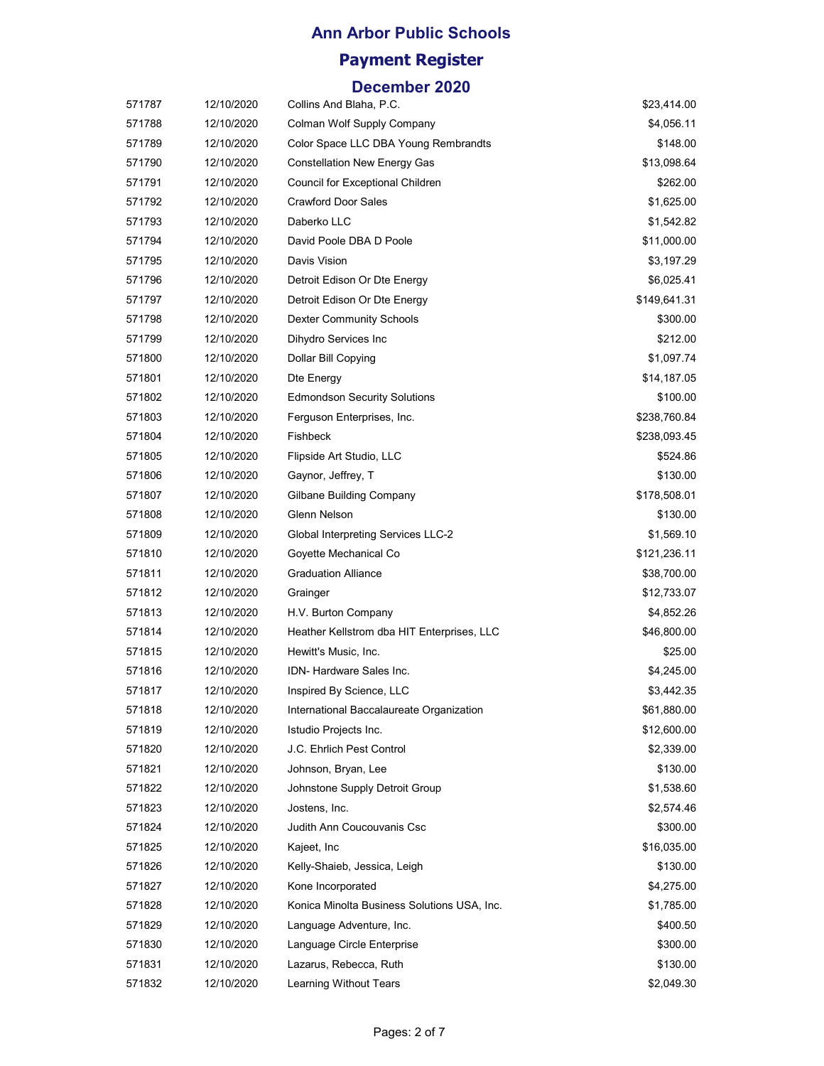# Ann Arbor Public Schools

## Payment Register

### December 2020

| | | | |
|---|---|---|---|
| 571787 | 12/10/2020 | Collins And Blaha, P.C. | $23,414.00 |
| 571788 | 12/10/2020 | Colman Wolf Supply Company | $4,056.11 |
| 571789 | 12/10/2020 | Color Space LLC DBA Young Rembrandts | $148.00 |
| 571790 | 12/10/2020 | Constellation New Energy Gas | $13,098.64 |
| 571791 | 12/10/2020 | Council for Exceptional Children | $262.00 |
| 571792 | 12/10/2020 | Crawford Door Sales | $1,625.00 |
| 571793 | 12/10/2020 | Daberko LLC | $1,542.82 |
| 571794 | 12/10/2020 | David Poole DBA D Poole | $11,000.00 |
| 571795 | 12/10/2020 | Davis Vision | $3,197.29 |
| 571796 | 12/10/2020 | Detroit Edison Or Dte Energy | $6,025.41 |
| 571797 | 12/10/2020 | Detroit Edison Or Dte Energy | $149,641.31 |
| 571798 | 12/10/2020 | Dexter Community Schools | $300.00 |
| 571799 | 12/10/2020 | Dihydro Services Inc | $212.00 |
| 571800 | 12/10/2020 | Dollar Bill Copying | $1,097.74 |
| 571801 | 12/10/2020 | Dte Energy | $14,187.05 |
| 571802 | 12/10/2020 | Edmondson Security Solutions | $100.00 |
| 571803 | 12/10/2020 | Ferguson Enterprises, Inc. | $238,760.84 |
| 571804 | 12/10/2020 | Fishbeck | $238,093.45 |
| 571805 | 12/10/2020 | Flipside Art Studio, LLC | $524.86 |
| 571806 | 12/10/2020 | Gaynor, Jeffrey, T | $130.00 |
| 571807 | 12/10/2020 | Gilbane Building Company | $178,508.01 |
| 571808 | 12/10/2020 | Glenn Nelson | $130.00 |
| 571809 | 12/10/2020 | Global Interpreting Services LLC-2 | $1,569.10 |
| 571810 | 12/10/2020 | Goyette Mechanical Co | $121,236.11 |
| 571811 | 12/10/2020 | Graduation Alliance | $38,700.00 |
| 571812 | 12/10/2020 | Grainger | $12,733.07 |
| 571813 | 12/10/2020 | H.V. Burton Company | $4,852.26 |
| 571814 | 12/10/2020 | Heather Kellstrom dba HIT Enterprises, LLC | $46,800.00 |
| 571815 | 12/10/2020 | Hewitt's Music, Inc. | $25.00 |
| 571816 | 12/10/2020 | IDN- Hardware Sales Inc. | $4,245.00 |
| 571817 | 12/10/2020 | Inspired By Science, LLC | $3,442.35 |
| 571818 | 12/10/2020 | International Baccalaureate Organization | $61,880.00 |
| 571819 | 12/10/2020 | Istudio Projects Inc. | $12,600.00 |
| 571820 | 12/10/2020 | J.C. Ehrlich Pest Control | $2,339.00 |
| 571821 | 12/10/2020 | Johnson, Bryan, Lee | $130.00 |
| 571822 | 12/10/2020 | Johnstone Supply Detroit Group | $1,538.60 |
| 571823 | 12/10/2020 | Jostens, Inc. | $2,574.46 |
| 571824 | 12/10/2020 | Judith Ann Coucouvanis Csc | $300.00 |
| 571825 | 12/10/2020 | Kajeet, Inc | $16,035.00 |
| 571826 | 12/10/2020 | Kelly-Shaieb, Jessica, Leigh | $130.00 |
| 571827 | 12/10/2020 | Kone Incorporated | $4,275.00 |
| 571828 | 12/10/2020 | Konica Minolta Business Solutions USA, Inc. | $1,785.00 |
| 571829 | 12/10/2020 | Language Adventure, Inc. | $400.50 |
| 571830 | 12/10/2020 | Language Circle Enterprise | $300.00 |
| 571831 | 12/10/2020 | Lazarus, Rebecca, Ruth | $130.00 |
| 571832 | 12/10/2020 | Learning Without Tears | $2,049.30 |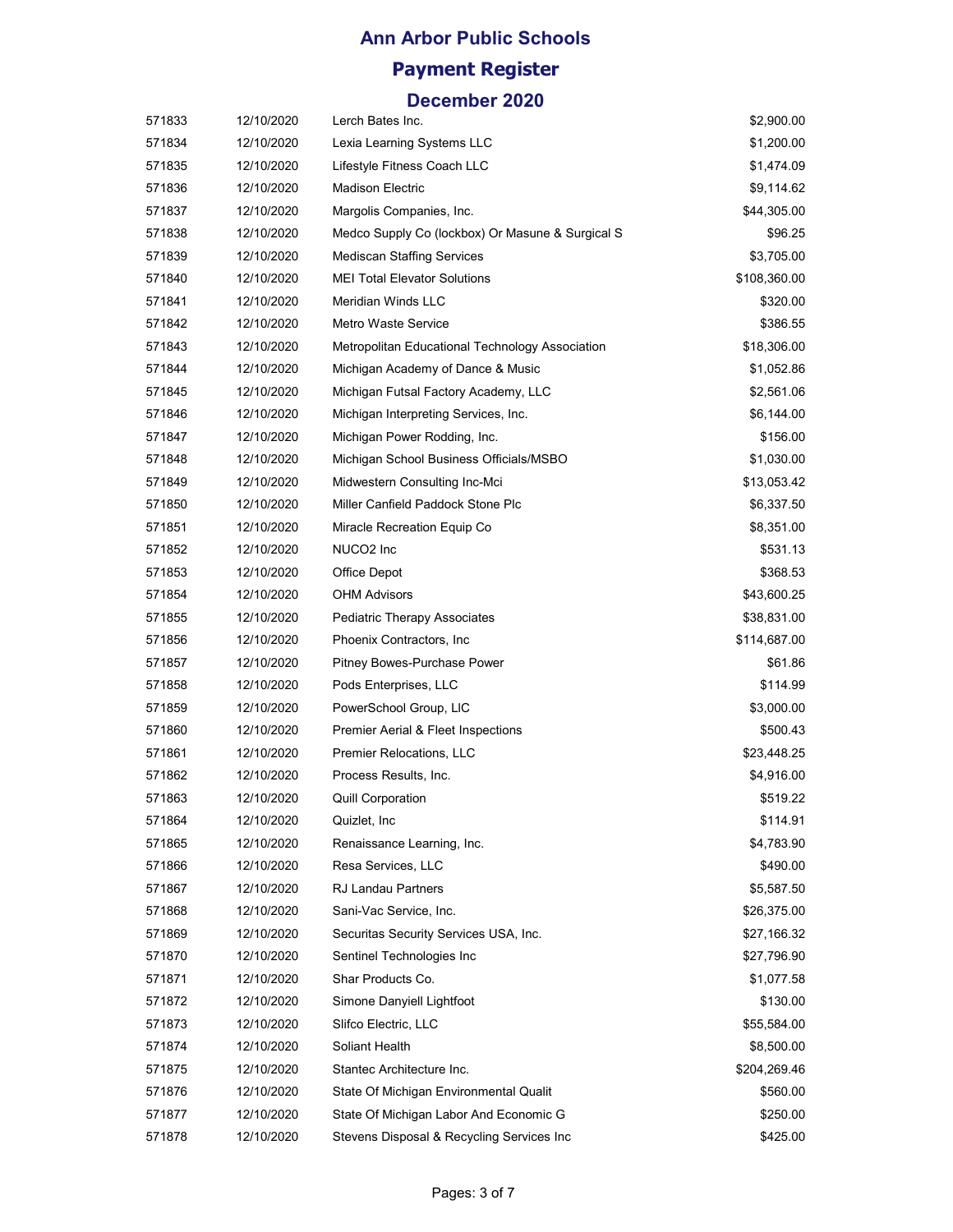# Ann Arbor Public Schools

## Payment Register

### December 2020

| | | | |
|---|---|---|---|
| 571833 | 12/10/2020 | Lerch Bates Inc. | $2,900.00 |
| 571834 | 12/10/2020 | Lexia Learning Systems LLC | $1,200.00 |
| 571835 | 12/10/2020 | Lifestyle Fitness Coach LLC | $1,474.09 |
| 571836 | 12/10/2020 | Madison Electric | $9,114.62 |
| 571837 | 12/10/2020 | Margolis Companies, Inc. | $44,305.00 |
| 571838 | 12/10/2020 | Medco Supply Co (lockbox) Or Masune & Surgical S | $96.25 |
| 571839 | 12/10/2020 | Mediscan Staffing Services | $3,705.00 |
| 571840 | 12/10/2020 | MEI Total Elevator Solutions | $108,360.00 |
| 571841 | 12/10/2020 | Meridian Winds LLC | $320.00 |
| 571842 | 12/10/2020 | Metro Waste Service | $386.55 |
| 571843 | 12/10/2020 | Metropolitan Educational Technology Association | $18,306.00 |
| 571844 | 12/10/2020 | Michigan Academy of Dance & Music | $1,052.86 |
| 571845 | 12/10/2020 | Michigan Futsal Factory Academy, LLC | $2,561.06 |
| 571846 | 12/10/2020 | Michigan Interpreting Services, Inc. | $6,144.00 |
| 571847 | 12/10/2020 | Michigan Power Rodding, Inc. | $156.00 |
| 571848 | 12/10/2020 | Michigan School Business Officials/MSBO | $1,030.00 |
| 571849 | 12/10/2020 | Midwestern Consulting Inc-Mci | $13,053.42 |
| 571850 | 12/10/2020 | Miller Canfield Paddock Stone Plc | $6,337.50 |
| 571851 | 12/10/2020 | Miracle Recreation Equip Co | $8,351.00 |
| 571852 | 12/10/2020 | NUCO2 Inc | $531.13 |
| 571853 | 12/10/2020 | Office Depot | $368.53 |
| 571854 | 12/10/2020 | OHM Advisors | $43,600.25 |
| 571855 | 12/10/2020 | Pediatric Therapy Associates | $38,831.00 |
| 571856 | 12/10/2020 | Phoenix Contractors, Inc | $114,687.00 |
| 571857 | 12/10/2020 | Pitney Bowes-Purchase Power | $61.86 |
| 571858 | 12/10/2020 | Pods Enterprises, LLC | $114.99 |
| 571859 | 12/10/2020 | PowerSchool Group, LlC | $3,000.00 |
| 571860 | 12/10/2020 | Premier Aerial & Fleet Inspections | $500.43 |
| 571861 | 12/10/2020 | Premier Relocations, LLC | $23,448.25 |
| 571862 | 12/10/2020 | Process Results, Inc. | $4,916.00 |
| 571863 | 12/10/2020 | Quill Corporation | $519.22 |
| 571864 | 12/10/2020 | Quizlet, Inc | $114.91 |
| 571865 | 12/10/2020 | Renaissance Learning, Inc. | $4,783.90 |
| 571866 | 12/10/2020 | Resa Services, LLC | $490.00 |
| 571867 | 12/10/2020 | RJ Landau Partners | $5,587.50 |
| 571868 | 12/10/2020 | Sani-Vac Service, Inc. | $26,375.00 |
| 571869 | 12/10/2020 | Securitas Security Services USA, Inc. | $27,166.32 |
| 571870 | 12/10/2020 | Sentinel Technologies Inc | $27,796.90 |
| 571871 | 12/10/2020 | Shar Products Co. | $1,077.58 |
| 571872 | 12/10/2020 | Simone Danyiell Lightfoot | $130.00 |
| 571873 | 12/10/2020 | Slifco Electric, LLC | $55,584.00 |
| 571874 | 12/10/2020 | Soliant Health | $8,500.00 |
| 571875 | 12/10/2020 | Stantec Architecture Inc. | $204,269.46 |
| 571876 | 12/10/2020 | State Of Michigan Environmental Qualit | $560.00 |
| 571877 | 12/10/2020 | State Of Michigan Labor And Economic G | $250.00 |
| 571878 | 12/10/2020 | Stevens Disposal & Recycling Services Inc | $425.00 |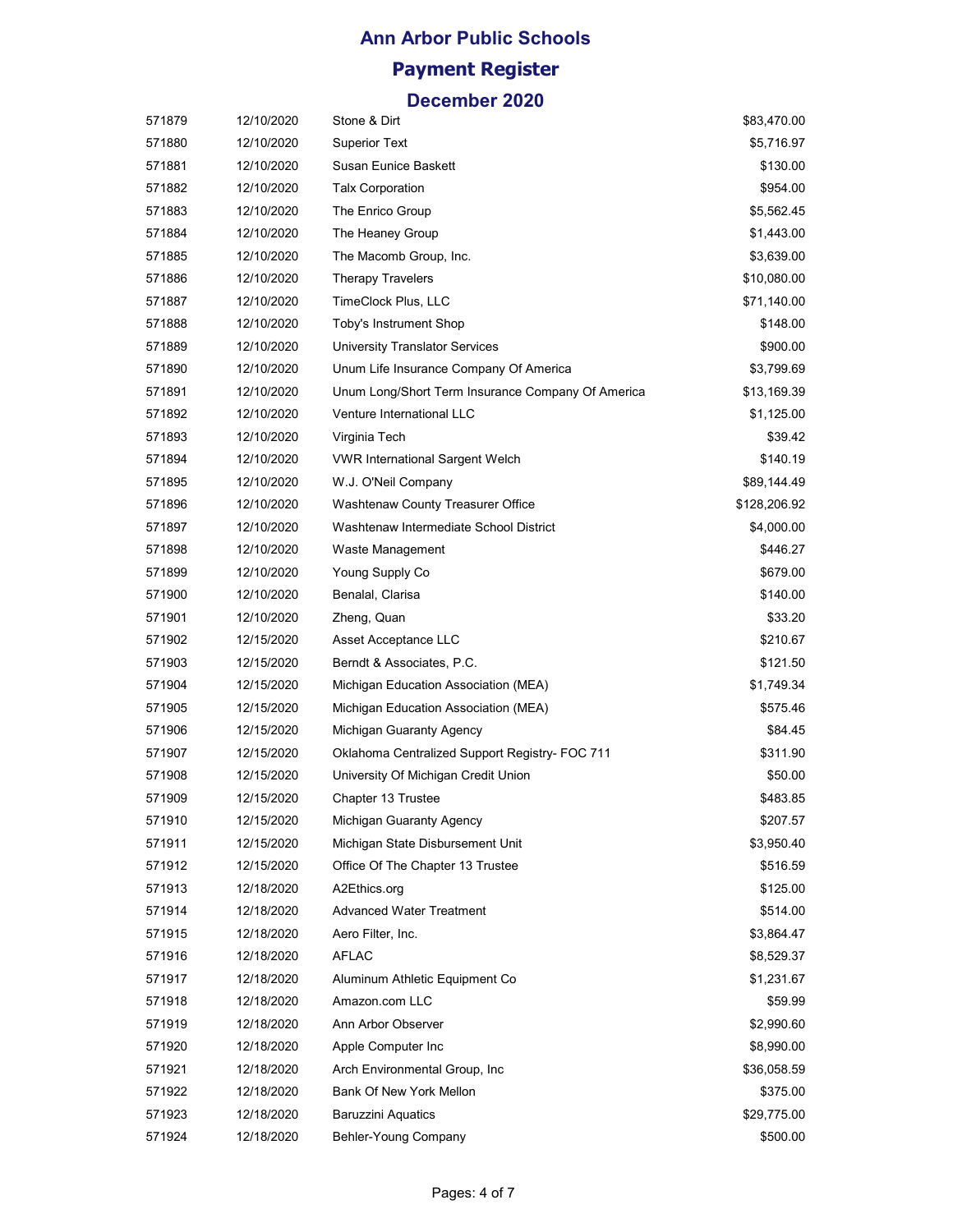# Ann Arbor Public Schools

## Payment Register

### December 2020

| | | | |
|---|---|---|---|
| 571879 | 12/10/2020 | Stone & Dirt | $83,470.00 |
| 571880 | 12/10/2020 | Superior Text | $5,716.97 |
| 571881 | 12/10/2020 | Susan Eunice Baskett | $130.00 |
| 571882 | 12/10/2020 | Talx Corporation | $954.00 |
| 571883 | 12/10/2020 | The Enrico Group | $5,562.45 |
| 571884 | 12/10/2020 | The Heaney Group | $1,443.00 |
| 571885 | 12/10/2020 | The Macomb Group, Inc. | $3,639.00 |
| 571886 | 12/10/2020 | Therapy Travelers | $10,080.00 |
| 571887 | 12/10/2020 | TimeClock Plus, LLC | $71,140.00 |
| 571888 | 12/10/2020 | Toby's Instrument Shop | $148.00 |
| 571889 | 12/10/2020 | University Translator Services | $900.00 |
| 571890 | 12/10/2020 | Unum Life Insurance Company Of America | $3,799.69 |
| 571891 | 12/10/2020 | Unum Long/Short Term Insurance Company Of America | $13,169.39 |
| 571892 | 12/10/2020 | Venture International LLC | $1,125.00 |
| 571893 | 12/10/2020 | Virginia Tech | $39.42 |
| 571894 | 12/10/2020 | VWR International Sargent Welch | $140.19 |
| 571895 | 12/10/2020 | W.J. O'Neil Company | $89,144.49 |
| 571896 | 12/10/2020 | Washtenaw County Treasurer Office | $128,206.92 |
| 571897 | 12/10/2020 | Washtenaw Intermediate School District | $4,000.00 |
| 571898 | 12/10/2020 | Waste Management | $446.27 |
| 571899 | 12/10/2020 | Young Supply Co | $679.00 |
| 571900 | 12/10/2020 | Benalal, Clarisa | $140.00 |
| 571901 | 12/10/2020 | Zheng, Quan | $33.20 |
| 571902 | 12/15/2020 | Asset Acceptance LLC | $210.67 |
| 571903 | 12/15/2020 | Berndt & Associates, P.C. | $121.50 |
| 571904 | 12/15/2020 | Michigan Education Association (MEA) | $1,749.34 |
| 571905 | 12/15/2020 | Michigan Education Association (MEA) | $575.46 |
| 571906 | 12/15/2020 | Michigan Guaranty Agency | $84.45 |
| 571907 | 12/15/2020 | Oklahoma Centralized Support Registry- FOC 711 | $311.90 |
| 571908 | 12/15/2020 | University Of Michigan Credit Union | $50.00 |
| 571909 | 12/15/2020 | Chapter 13 Trustee | $483.85 |
| 571910 | 12/15/2020 | Michigan Guaranty Agency | $207.57 |
| 571911 | 12/15/2020 | Michigan State Disbursement Unit | $3,950.40 |
| 571912 | 12/15/2020 | Office Of The Chapter 13 Trustee | $516.59 |
| 571913 | 12/18/2020 | A2Ethics.org | $125.00 |
| 571914 | 12/18/2020 | Advanced Water Treatment | $514.00 |
| 571915 | 12/18/2020 | Aero Filter, Inc. | $3,864.47 |
| 571916 | 12/18/2020 | AFLAC | $8,529.37 |
| 571917 | 12/18/2020 | Aluminum Athletic Equipment Co | $1,231.67 |
| 571918 | 12/18/2020 | Amazon.com LLC | $59.99 |
| 571919 | 12/18/2020 | Ann Arbor Observer | $2,990.60 |
| 571920 | 12/18/2020 | Apple Computer Inc | $8,990.00 |
| 571921 | 12/18/2020 | Arch Environmental Group, Inc | $36,058.59 |
| 571922 | 12/18/2020 | Bank Of New York Mellon | $375.00 |
| 571923 | 12/18/2020 | Baruzzini Aquatics | $29,775.00 |
| 571924 | 12/18/2020 | Behler-Young Company | $500.00 |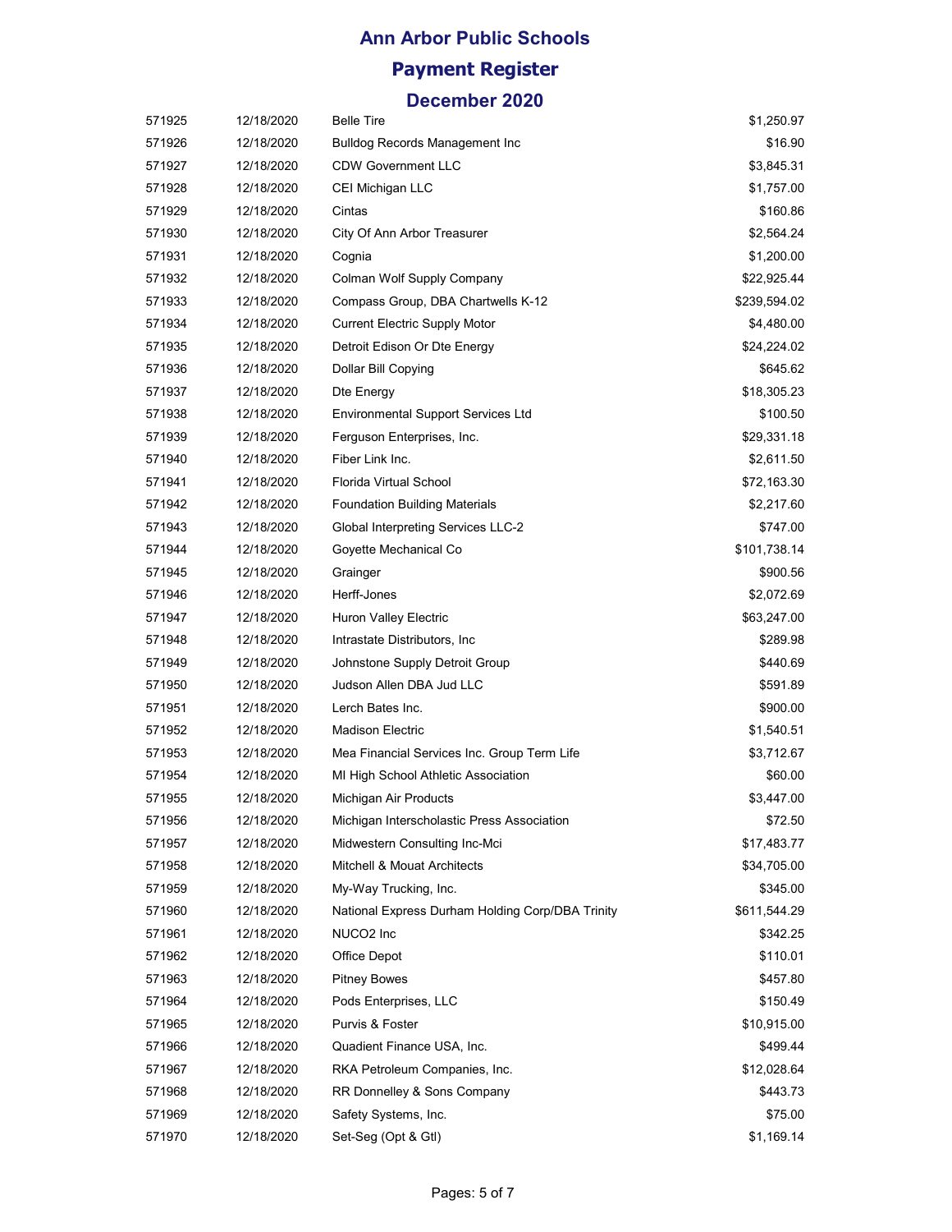# Ann Arbor Public Schools

## Payment Register

### December 2020

| | | | |
|---|---|---|---|
| 571925 | 12/18/2020 | Belle Tire | $1,250.97 |
| 571926 | 12/18/2020 | Bulldog Records Management Inc | $16.90 |
| 571927 | 12/18/2020 | CDW Government LLC | $3,845.31 |
| 571928 | 12/18/2020 | CEI Michigan LLC | $1,757.00 |
| 571929 | 12/18/2020 | Cintas | $160.86 |
| 571930 | 12/18/2020 | City Of Ann Arbor Treasurer | $2,564.24 |
| 571931 | 12/18/2020 | Cognia | $1,200.00 |
| 571932 | 12/18/2020 | Colman Wolf Supply Company | $22,925.44 |
| 571933 | 12/18/2020 | Compass Group, DBA Chartwells K-12 | $239,594.02 |
| 571934 | 12/18/2020 | Current Electric Supply Motor | $4,480.00 |
| 571935 | 12/18/2020 | Detroit Edison Or Dte Energy | $24,224.02 |
| 571936 | 12/18/2020 | Dollar Bill Copying | $645.62 |
| 571937 | 12/18/2020 | Dte Energy | $18,305.23 |
| 571938 | 12/18/2020 | Environmental Support Services Ltd | $100.50 |
| 571939 | 12/18/2020 | Ferguson Enterprises, Inc. | $29,331.18 |
| 571940 | 12/18/2020 | Fiber Link Inc. | $2,611.50 |
| 571941 | 12/18/2020 | Florida Virtual School | $72,163.30 |
| 571942 | 12/18/2020 | Foundation Building Materials | $2,217.60 |
| 571943 | 12/18/2020 | Global Interpreting Services LLC-2 | $747.00 |
| 571944 | 12/18/2020 | Goyette Mechanical Co | $101,738.14 |
| 571945 | 12/18/2020 | Grainger | $900.56 |
| 571946 | 12/18/2020 | Herff-Jones | $2,072.69 |
| 571947 | 12/18/2020 | Huron Valley Electric | $63,247.00 |
| 571948 | 12/18/2020 | Intrastate Distributors, Inc | $289.98 |
| 571949 | 12/18/2020 | Johnstone Supply Detroit Group | $440.69 |
| 571950 | 12/18/2020 | Judson Allen DBA Jud LLC | $591.89 |
| 571951 | 12/18/2020 | Lerch Bates Inc. | $900.00 |
| 571952 | 12/18/2020 | Madison Electric | $1,540.51 |
| 571953 | 12/18/2020 | Mea Financial Services Inc. Group Term Life | $3,712.67 |
| 571954 | 12/18/2020 | MI High School Athletic Association | $60.00 |
| 571955 | 12/18/2020 | Michigan Air Products | $3,447.00 |
| 571956 | 12/18/2020 | Michigan Interscholastic Press Association | $72.50 |
| 571957 | 12/18/2020 | Midwestern Consulting Inc-Mci | $17,483.77 |
| 571958 | 12/18/2020 | Mitchell & Mouat Architects | $34,705.00 |
| 571959 | 12/18/2020 | My-Way Trucking, Inc. | $345.00 |
| 571960 | 12/18/2020 | National Express Durham Holding Corp/DBA Trinity | $611,544.29 |
| 571961 | 12/18/2020 | NUCO2 Inc | $342.25 |
| 571962 | 12/18/2020 | Office Depot | $110.01 |
| 571963 | 12/18/2020 | Pitney Bowes | $457.80 |
| 571964 | 12/18/2020 | Pods Enterprises, LLC | $150.49 |
| 571965 | 12/18/2020 | Purvis & Foster | $10,915.00 |
| 571966 | 12/18/2020 | Quadient Finance USA, Inc. | $499.44 |
| 571967 | 12/18/2020 | RKA Petroleum Companies, Inc. | $12,028.64 |
| 571968 | 12/18/2020 | RR Donnelley & Sons Company | $443.73 |
| 571969 | 12/18/2020 | Safety Systems, Inc. | $75.00 |
| 571970 | 12/18/2020 | Set-Seg (Opt & Gtl) | $1,169.14 |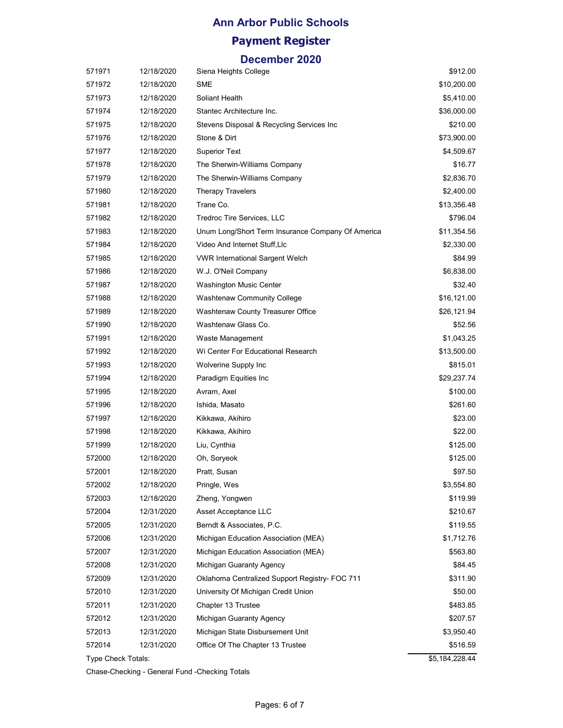# Ann Arbor Public Schools

## Payment Register

### December 2020

| | | | |
|---|---|---|---|
| 571971 | 12/18/2020 | Siena Heights College | $912.00 |
| 571972 | 12/18/2020 | SME | $10,200.00 |
| 571973 | 12/18/2020 | Soliant Health | $5,410.00 |
| 571974 | 12/18/2020 | Stantec Architecture Inc. | $36,000.00 |
| 571975 | 12/18/2020 | Stevens Disposal & Recycling Services Inc | $210.00 |
| 571976 | 12/18/2020 | Stone & Dirt | $73,900.00 |
| 571977 | 12/18/2020 | Superior Text | $4,509.67 |
| 571978 | 12/18/2020 | The Sherwin-Williams Company | $16.77 |
| 571979 | 12/18/2020 | The Sherwin-Williams Company | $2,836.70 |
| 571980 | 12/18/2020 | Therapy Travelers | $2,400.00 |
| 571981 | 12/18/2020 | Trane Co. | $13,356.48 |
| 571982 | 12/18/2020 | Tredroc Tire Services, LLC | $796.04 |
| 571983 | 12/18/2020 | Unum Long/Short Term Insurance Company Of America | $11,354.56 |
| 571984 | 12/18/2020 | Video And Internet Stuff,Llc | $2,330.00 |
| 571985 | 12/18/2020 | VWR International Sargent Welch | $84.99 |
| 571986 | 12/18/2020 | W.J. O'Neil Company | $6,838.00 |
| 571987 | 12/18/2020 | Washington Music Center | $32.40 |
| 571988 | 12/18/2020 | Washtenaw Community College | $16,121.00 |
| 571989 | 12/18/2020 | Washtenaw County Treasurer Office | $26,121.94 |
| 571990 | 12/18/2020 | Washtenaw Glass Co. | $52.56 |
| 571991 | 12/18/2020 | Waste Management | $1,043.25 |
| 571992 | 12/18/2020 | Wi Center For Educational Research | $13,500.00 |
| 571993 | 12/18/2020 | Wolverine Supply Inc | $815.01 |
| 571994 | 12/18/2020 | Paradigm Equities Inc | $29,237.74 |
| 571995 | 12/18/2020 | Avram, Axel | $100.00 |
| 571996 | 12/18/2020 | Ishida, Masato | $261.60 |
| 571997 | 12/18/2020 | Kikkawa, Akihiro | $23.00 |
| 571998 | 12/18/2020 | Kikkawa, Akihiro | $22.00 |
| 571999 | 12/18/2020 | Liu, Cynthia | $125.00 |
| 572000 | 12/18/2020 | Oh, Soryeok | $125.00 |
| 572001 | 12/18/2020 | Pratt, Susan | $97.50 |
| 572002 | 12/18/2020 | Pringle, Wes | $3,554.80 |
| 572003 | 12/18/2020 | Zheng, Yongwen | $119.99 |
| 572004 | 12/31/2020 | Asset Acceptance LLC | $210.67 |
| 572005 | 12/31/2020 | Berndt & Associates, P.C. | $119.55 |
| 572006 | 12/31/2020 | Michigan Education Association (MEA) | $1,712.76 |
| 572007 | 12/31/2020 | Michigan Education Association (MEA) | $563.80 |
| 572008 | 12/31/2020 | Michigan Guaranty Agency | $84.45 |
| 572009 | 12/31/2020 | Oklahoma Centralized Support Registry- FOC 711 | $311.90 |
| 572010 | 12/31/2020 | University Of Michigan Credit Union | $50.00 |
| 572011 | 12/31/2020 | Chapter 13 Trustee | $483.85 |
| 572012 | 12/31/2020 | Michigan Guaranty Agency | $207.57 |
| 572013 | 12/31/2020 | Michigan State Disbursement Unit | $3,950.40 |
| 572014 | 12/31/2020 | Office Of The Chapter 13 Trustee | $516.59 |
| Type Check Totals: | | | $5,184,228.44 |

Chase-Checking - General Fund -Checking Totals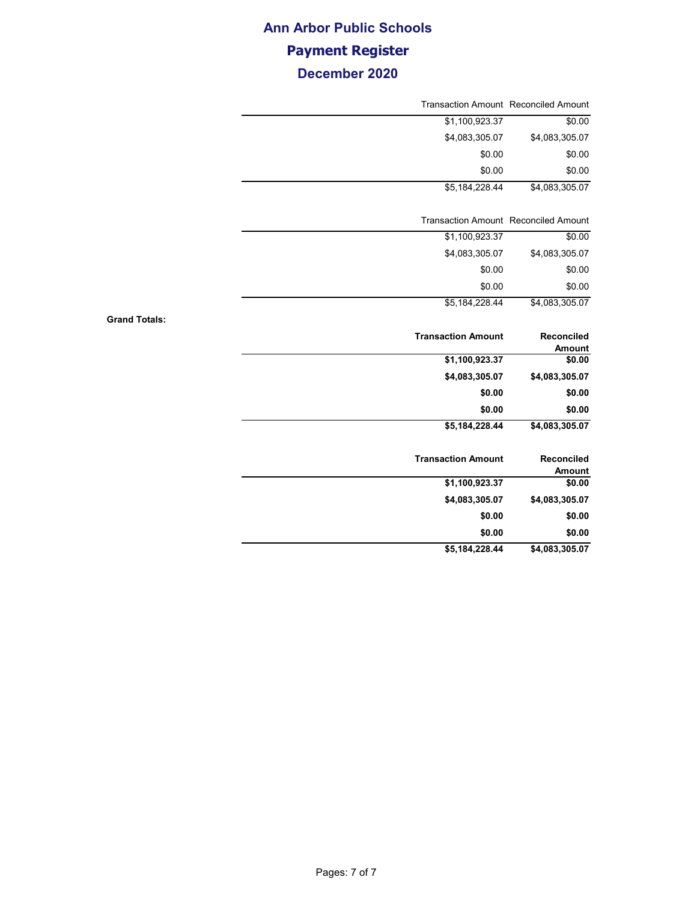# Ann Arbor Public Schools

## Payment Register

### December 2020

| | Transaction Amount | Reconciled Amount |
|---|---|---|
| | $1,100,923.37 | $0.00 |
| | $4,083,305.07 | $4,083,305.07 |
| | $0.00 | $0.00 |
| | $0.00 | $0.00 |
| | $5,184,228.44 | $4,083,305.07 |

| | Transaction Amount | Reconciled Amount |
|---|---|---|
| | $1,100,923.37 | $0.00 |
| | $4,083,305.07 | $4,083,305.07 |
| | $0.00 | $0.00 |
| | $0.00 | $0.00 |
| | $5,184,228.44 | $4,083,305.07 |

**Grand Totals:**

| | **Transaction Amount** | **Reconciled Amount** |
|---|---|---|
| | **$1,100,923.37** | **$0.00** |
| | **$4,083,305.07** | **$4,083,305.07** |
| | **$0.00** | **$0.00** |
| | **$0.00** | **$0.00** |
| | **$5,184,228.44** | **$4,083,305.07** |

| | **Transaction Amount** | **Reconciled Amount** |
|---|---|---|
| | **$1,100,923.37** | **$0.00** |
| | **$4,083,305.07** | **$4,083,305.07** |
| | **$0.00** | **$0.00** |
| | **$0.00** | **$0.00** |
| | **$5,184,228.44** | **$4,083,305.07** |